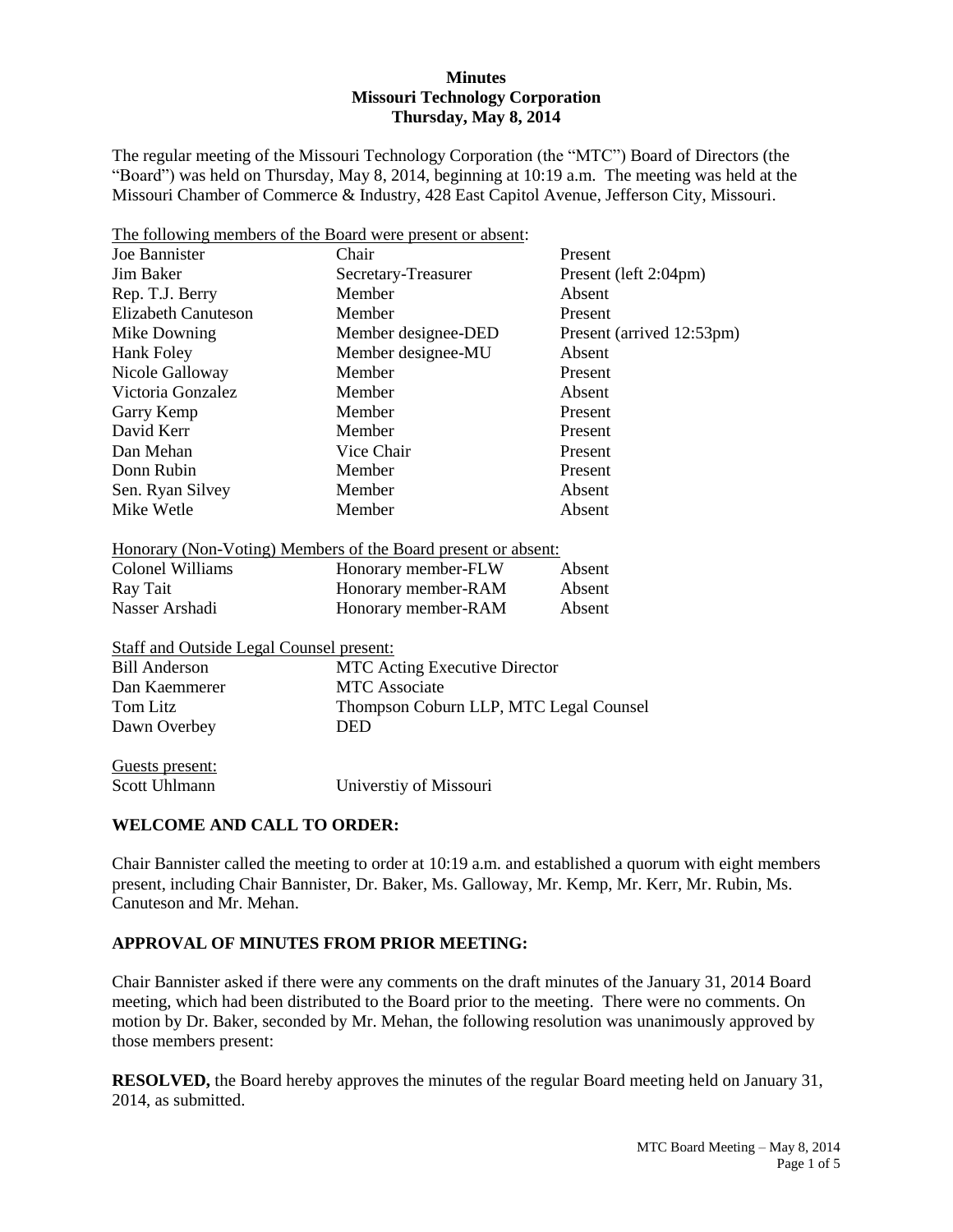**Minutes**
**Missouri Technology Corporation**
**Thursday, May 8, 2014**

The regular meeting of the Missouri Technology Corporation (the "MTC") Board of Directors (the "Board") was held on Thursday, May 8, 2014, beginning at 10:19 a.m. The meeting was held at the Missouri Chamber of Commerce & Industry, 428 East Capitol Avenue, Jefferson City, Missouri.

The following members of the Board were present or absent:

| | | |
|---|---|---|
| Joe Bannister | Chair | Present |
| Jim Baker | Secretary-Treasurer | Present (left 2:04pm) |
| Rep. T.J. Berry | Member | Absent |
| Elizabeth Canuteson | Member | Present |
| Mike Downing | Member designee-DED | Present (arrived 12:53pm) |
| Hank Foley | Member designee-MU | Absent |
| Nicole Galloway | Member | Present |
| Victoria Gonzalez | Member | Absent |
| Garry Kemp | Member | Present |
| David Kerr | Member | Present |
| Dan Mehan | Vice Chair | Present |
| Donn Rubin | Member | Present |
| Sen. Ryan Silvey | Member | Absent |
| Mike Wetle | Member | Absent |

Honorary (Non-Voting) Members of the Board present or absent:

| | | |
|---|---|---|
| Colonel Williams | Honorary member-FLW | Absent |
| Ray Tait | Honorary member-RAM | Absent |
| Nasser Arshadi | Honorary member-RAM | Absent |

Staff and Outside Legal Counsel present:

| | |
|---|---|
| Bill Anderson | MTC Acting Executive Director |
| Dan Kaemmerer | MTC Associate |
| Tom Litz | Thompson Coburn LLP, MTC Legal Counsel |
| Dawn Overbey | DED |

Guests present:

| | |
|---|---|
| Scott Uhlmann | Universtiy of Missouri |

## WELCOME AND CALL TO ORDER:

Chair Bannister called the meeting to order at 10:19 a.m. and established a quorum with eight members present, including Chair Bannister, Dr. Baker, Ms. Galloway, Mr. Kemp, Mr. Kerr, Mr. Rubin, Ms. Canuteson and Mr. Mehan.

## APPROVAL OF MINUTES FROM PRIOR MEETING:

Chair Bannister asked if there were any comments on the draft minutes of the January 31, 2014 Board meeting, which had been distributed to the Board prior to the meeting. There were no comments. On motion by Dr. Baker, seconded by Mr. Mehan, the following resolution was unanimously approved by those members present:

**RESOLVED,** the Board hereby approves the minutes of the regular Board meeting held on January 31, 2014, as submitted.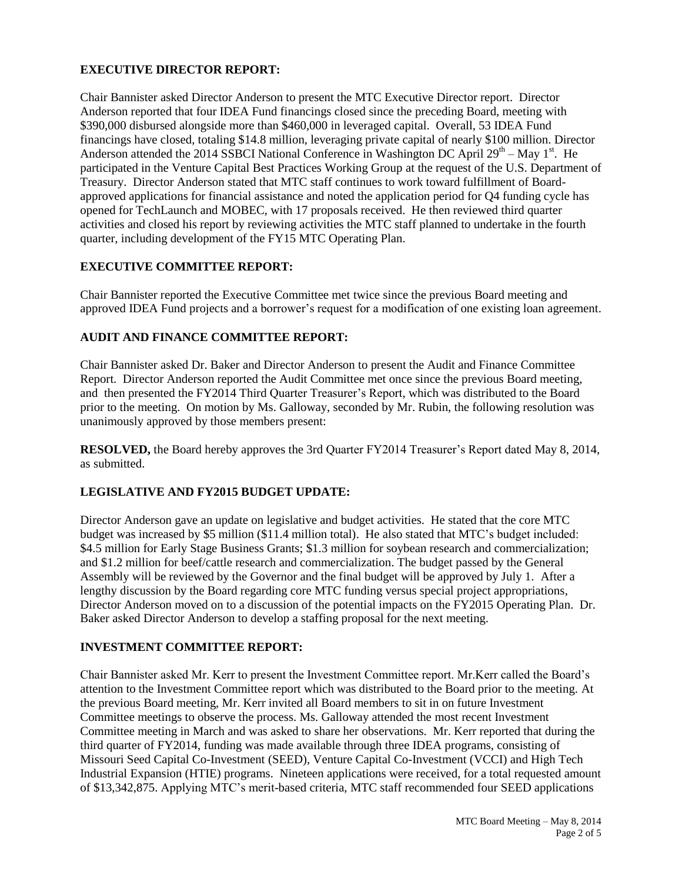**EXECUTIVE DIRECTOR REPORT:**

Chair Bannister asked Director Anderson to present the MTC Executive Director report. Director Anderson reported that four IDEA Fund financings closed since the preceding Board, meeting with \$390,000 disbursed alongside more than \$460,000 in leveraged capital. Overall, 53 IDEA Fund financings have closed, totaling \$14.8 million, leveraging private capital of nearly \$100 million. Director Anderson attended the 2014 SSBCI National Conference in Washington DC April 29th – May 1st. He participated in the Venture Capital Best Practices Working Group at the request of the U.S. Department of Treasury. Director Anderson stated that MTC staff continues to work toward fulfillment of Board-approved applications for financial assistance and noted the application period for Q4 funding cycle has opened for TechLaunch and MOBEC, with 17 proposals received. He then reviewed third quarter activities and closed his report by reviewing activities the MTC staff planned to undertake in the fourth quarter, including development of the FY15 MTC Operating Plan.

**EXECUTIVE COMMITTEE REPORT:**

Chair Bannister reported the Executive Committee met twice since the previous Board meeting and approved IDEA Fund projects and a borrower's request for a modification of one existing loan agreement.

**AUDIT AND FINANCE COMMITTEE REPORT:**

Chair Bannister asked Dr. Baker and Director Anderson to present the Audit and Finance Committee Report. Director Anderson reported the Audit Committee met once since the previous Board meeting, and then presented the FY2014 Third Quarter Treasurer's Report, which was distributed to the Board prior to the meeting. On motion by Ms. Galloway, seconded by Mr. Rubin, the following resolution was unanimously approved by those members present:

**RESOLVED,** the Board hereby approves the 3rd Quarter FY2014 Treasurer's Report dated May 8, 2014, as submitted.

**LEGISLATIVE AND FY2015 BUDGET UPDATE:**

Director Anderson gave an update on legislative and budget activities. He stated that the core MTC budget was increased by \$5 million (\$11.4 million total). He also stated that MTC's budget included: \$4.5 million for Early Stage Business Grants; \$1.3 million for soybean research and commercialization; and \$1.2 million for beef/cattle research and commercialization. The budget passed by the General Assembly will be reviewed by the Governor and the final budget will be approved by July 1. After a lengthy discussion by the Board regarding core MTC funding versus special project appropriations, Director Anderson moved on to a discussion of the potential impacts on the FY2015 Operating Plan. Dr. Baker asked Director Anderson to develop a staffing proposal for the next meeting.

**INVESTMENT COMMITTEE REPORT:**

Chair Bannister asked Mr. Kerr to present the Investment Committee report. Mr.Kerr called the Board's attention to the Investment Committee report which was distributed to the Board prior to the meeting. At the previous Board meeting, Mr. Kerr invited all Board members to sit in on future Investment Committee meetings to observe the process. Ms. Galloway attended the most recent Investment Committee meeting in March and was asked to share her observations. Mr. Kerr reported that during the third quarter of FY2014, funding was made available through three IDEA programs, consisting of Missouri Seed Capital Co-Investment (SEED), Venture Capital Co-Investment (VCCI) and High Tech Industrial Expansion (HTIE) programs. Nineteen applications were received, for a total requested amount of \$13,342,875. Applying MTC's merit-based criteria, MTC staff recommended four SEED applications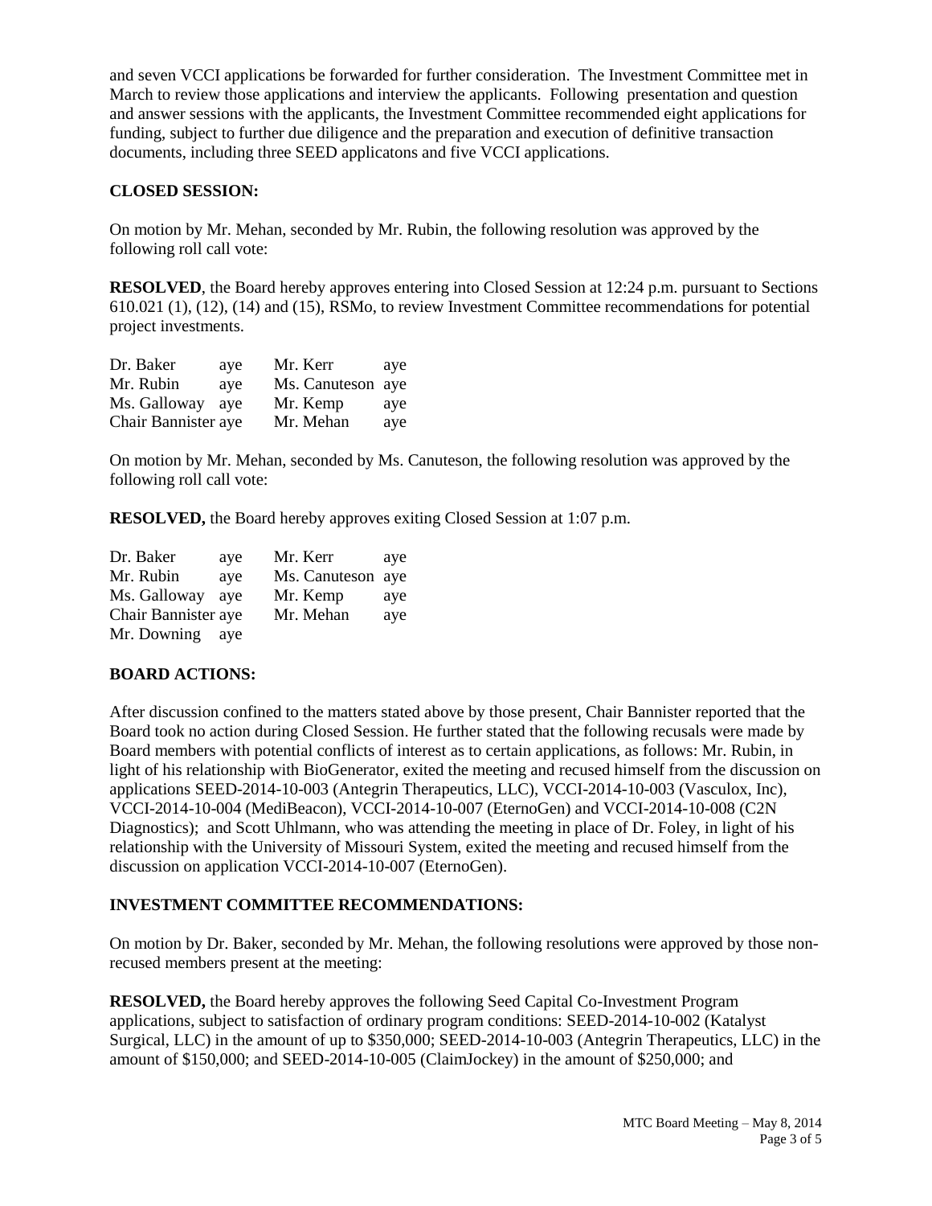and seven VCCI applications be forwarded for further consideration. The Investment Committee met in March to review those applications and interview the applicants. Following presentation and question and answer sessions with the applicants, the Investment Committee recommended eight applications for funding, subject to further due diligence and the preparation and execution of definitive transaction documents, including three SEED applicatons and five VCCI applications.

**CLOSED SESSION:**

On motion by Mr. Mehan, seconded by Mr. Rubin, the following resolution was approved by the following roll call vote:

**RESOLVED**, the Board hereby approves entering into Closed Session at 12:24 p.m. pursuant to Sections 610.021 (1), (12), (14) and (15), RSMo, to review Investment Committee recommendations for potential project investments.

| | | | |
|---|---|---|---|
| Dr. Baker | aye | Mr. Kerr | aye |
| Mr. Rubin | aye | Ms. Canuteson | aye |
| Ms. Galloway | aye | Mr. Kemp | aye |
| Chair Bannister | aye | Mr. Mehan | aye |

On motion by Mr. Mehan, seconded by Ms. Canuteson, the following resolution was approved by the following roll call vote:

**RESOLVED,** the Board hereby approves exiting Closed Session at 1:07 p.m.

| | | | |
|---|---|---|---|
| Dr. Baker | aye | Mr. Kerr | aye |
| Mr. Rubin | aye | Ms. Canuteson | aye |
| Ms. Galloway | aye | Mr. Kemp | aye |
| Chair Bannister | aye | Mr. Mehan | aye |
| Mr. Downing | aye | | |

**BOARD ACTIONS:**

After discussion confined to the matters stated above by those present, Chair Bannister reported that the Board took no action during Closed Session. He further stated that the following recusals were made by Board members with potential conflicts of interest as to certain applications, as follows: Mr. Rubin, in light of his relationship with BioGenerator, exited the meeting and recused himself from the discussion on applications SEED-2014-10-003 (Antegrin Therapeutics, LLC), VCCI-2014-10-003 (Vasculox, Inc), VCCI-2014-10-004 (MediBeacon), VCCI-2014-10-007 (EternoGen) and VCCI-2014-10-008 (C2N Diagnostics); and Scott Uhlmann, who was attending the meeting in place of Dr. Foley, in light of his relationship with the University of Missouri System, exited the meeting and recused himself from the discussion on application VCCI-2014-10-007 (EternoGen).

**INVESTMENT COMMITTEE RECOMMENDATIONS:**

On motion by Dr. Baker, seconded by Mr. Mehan, the following resolutions were approved by those non-recused members present at the meeting:

**RESOLVED,** the Board hereby approves the following Seed Capital Co-Investment Program applications, subject to satisfaction of ordinary program conditions: SEED-2014-10-002 (Katalyst Surgical, LLC) in the amount of up to $350,000; SEED-2014-10-003 (Antegrin Therapeutics, LLC) in the amount of $150,000; and SEED-2014-10-005 (ClaimJockey) in the amount of $250,000; and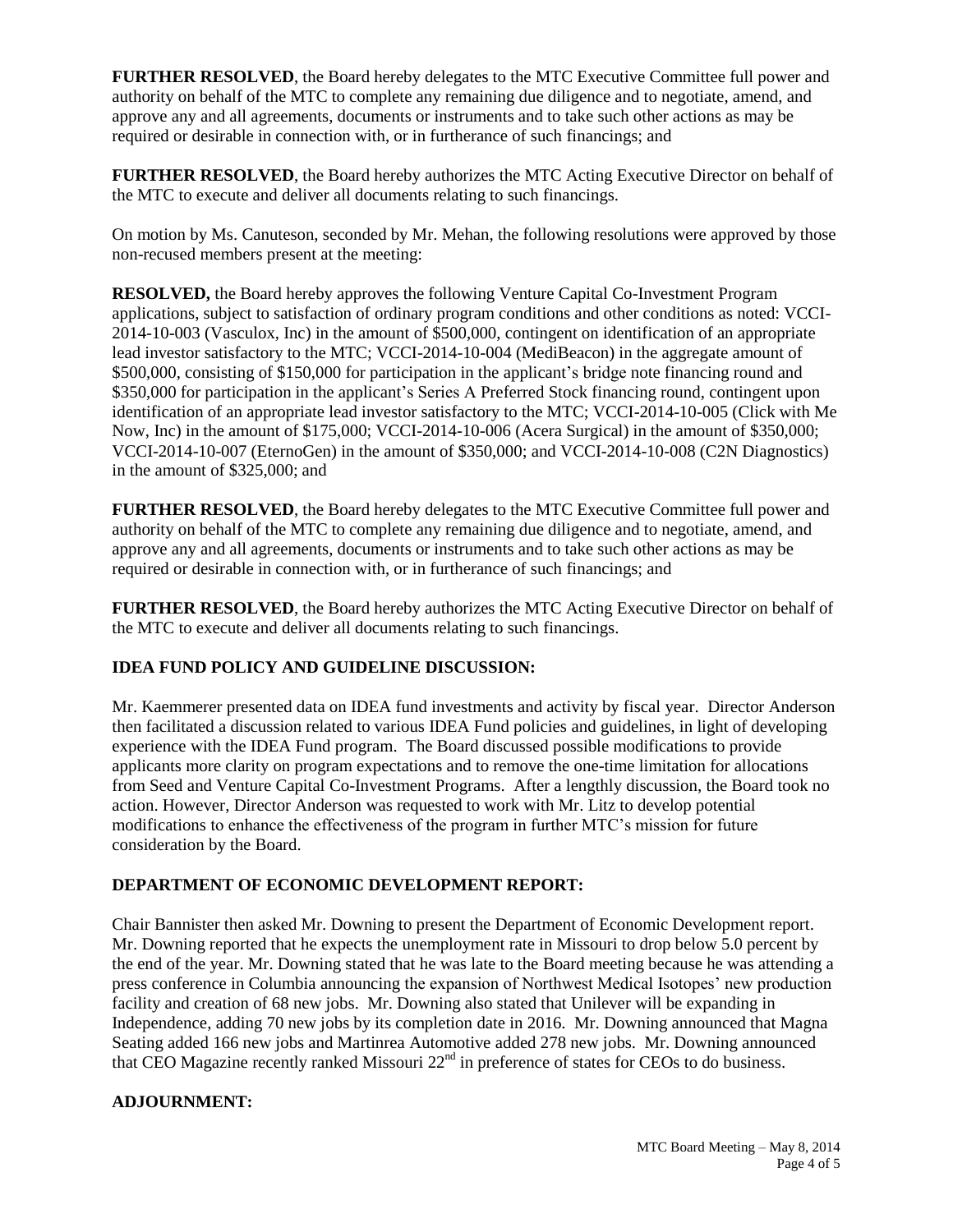**FURTHER RESOLVED**, the Board hereby delegates to the MTC Executive Committee full power and authority on behalf of the MTC to complete any remaining due diligence and to negotiate, amend, and approve any and all agreements, documents or instruments and to take such other actions as may be required or desirable in connection with, or in furtherance of such financings; and

**FURTHER RESOLVED**, the Board hereby authorizes the MTC Acting Executive Director on behalf of the MTC to execute and deliver all documents relating to such financings.

On motion by Ms. Canuteson, seconded by Mr. Mehan, the following resolutions were approved by those non-recused members present at the meeting:

**RESOLVED,** the Board hereby approves the following Venture Capital Co-Investment Program applications, subject to satisfaction of ordinary program conditions and other conditions as noted: VCCI-2014-10-003 (Vasculox, Inc) in the amount of $500,000, contingent on identification of an appropriate lead investor satisfactory to the MTC; VCCI-2014-10-004 (MediBeacon) in the aggregate amount of $500,000, consisting of $150,000 for participation in the applicant's bridge note financing round and $350,000 for participation in the applicant's Series A Preferred Stock financing round, contingent upon identification of an appropriate lead investor satisfactory to the MTC; VCCI-2014-10-005 (Click with Me Now, Inc) in the amount of $175,000; VCCI-2014-10-006 (Acera Surgical) in the amount of $350,000; VCCI-2014-10-007 (EternoGen) in the amount of $350,000; and VCCI-2014-10-008 (C2N Diagnostics) in the amount of $325,000; and

**FURTHER RESOLVED**, the Board hereby delegates to the MTC Executive Committee full power and authority on behalf of the MTC to complete any remaining due diligence and to negotiate, amend, and approve any and all agreements, documents or instruments and to take such other actions as may be required or desirable in connection with, or in furtherance of such financings; and

**FURTHER RESOLVED**, the Board hereby authorizes the MTC Acting Executive Director on behalf of the MTC to execute and deliver all documents relating to such financings.

## IDEA FUND POLICY AND GUIDELINE DISCUSSION:

Mr. Kaemmerer presented data on IDEA fund investments and activity by fiscal year. Director Anderson then facilitated a discussion related to various IDEA Fund policies and guidelines, in light of developing experience with the IDEA Fund program. The Board discussed possible modifications to provide applicants more clarity on program expectations and to remove the one-time limitation for allocations from Seed and Venture Capital Co-Investment Programs. After a lengthly discussion, the Board took no action. However, Director Anderson was requested to work with Mr. Litz to develop potential modifications to enhance the effectiveness of the program in further MTC's mission for future consideration by the Board.

## DEPARTMENT OF ECONOMIC DEVELOPMENT REPORT:

Chair Bannister then asked Mr. Downing to present the Department of Economic Development report. Mr. Downing reported that he expects the unemployment rate in Missouri to drop below 5.0 percent by the end of the year. Mr. Downing stated that he was late to the Board meeting because he was attending a press conference in Columbia announcing the expansion of Northwest Medical Isotopes' new production facility and creation of 68 new jobs. Mr. Downing also stated that Unilever will be expanding in Independence, adding 70 new jobs by its completion date in 2016. Mr. Downing announced that Magna Seating added 166 new jobs and Martinrea Automotive added 278 new jobs. Mr. Downing announced that CEO Magazine recently ranked Missouri 22nd in preference of states for CEOs to do business.

## ADJOURNMENT: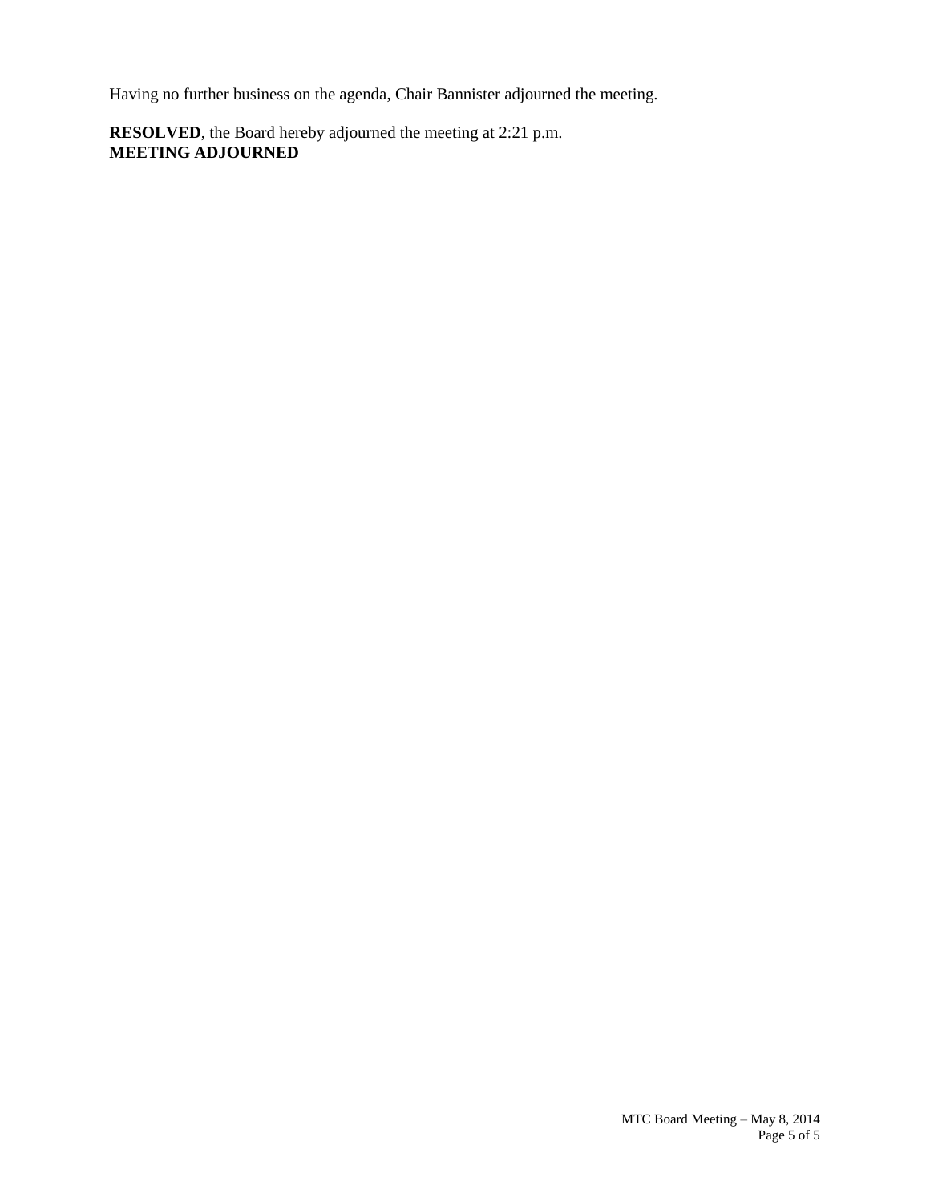Having no further business on the agenda, Chair Bannister adjourned the meeting.

**RESOLVED**, the Board hereby adjourned the meeting at 2:21 p.m.
**MEETING ADJOURNED**